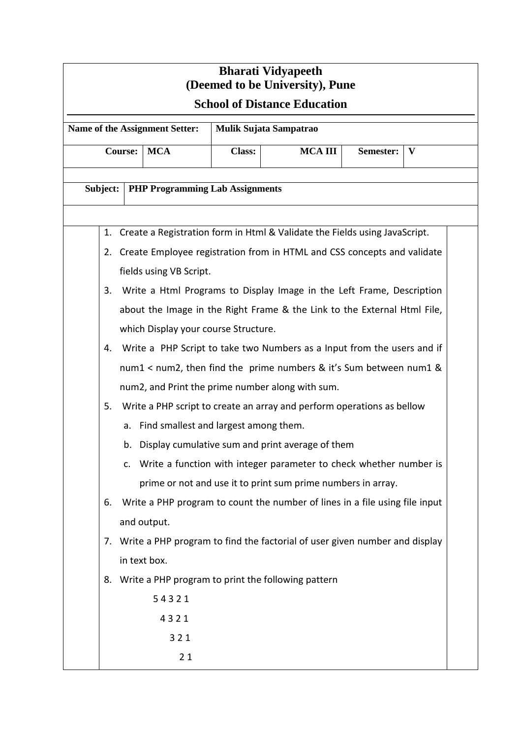# Bharati Vidyapeeth
# (Deemed to be University), Pune

## School of Distance Education

| **Name of the Assignment Setter:** | **Mulik Sujata Sampatrao** | | | | |
|---|---|---|---|---|---|
| **Course:** | **MCA** | **Class:** | **MCA III** | **Semester:** | **V** |

| **Subject:** | **PHP Programming Lab Assignments** |
|---|---|

1. Create a Registration form in Html & Validate the Fields using JavaScript.
2. Create Employee registration from in HTML and CSS concepts and validate fields using VB Script.
3. Write a Html Programs to Display Image in the Left Frame, Description about the Image in the Right Frame & the Link to the External Html File, which Display your course Structure.
4. Write a PHP Script to take two Numbers as a Input from the users and if num1 < num2, then find the prime numbers & it's Sum between num1 & num2, and Print the prime number along with sum.
5. Write a PHP script to create an array and perform operations as bellow
   a. Find smallest and largest among them.
   b. Display cumulative sum and print average of them
   c. Write a function with integer parameter to check whether number is prime or not and use it to print sum prime numbers in array.
6. Write a PHP program to count the number of lines in a file using file input and output.
7. Write a PHP program to find the factorial of user given number and display in text box.
8. Write a PHP program to print the following pattern

```
5 4 3 2 1
  4 3 2 1
    3 2 1
      2 1
```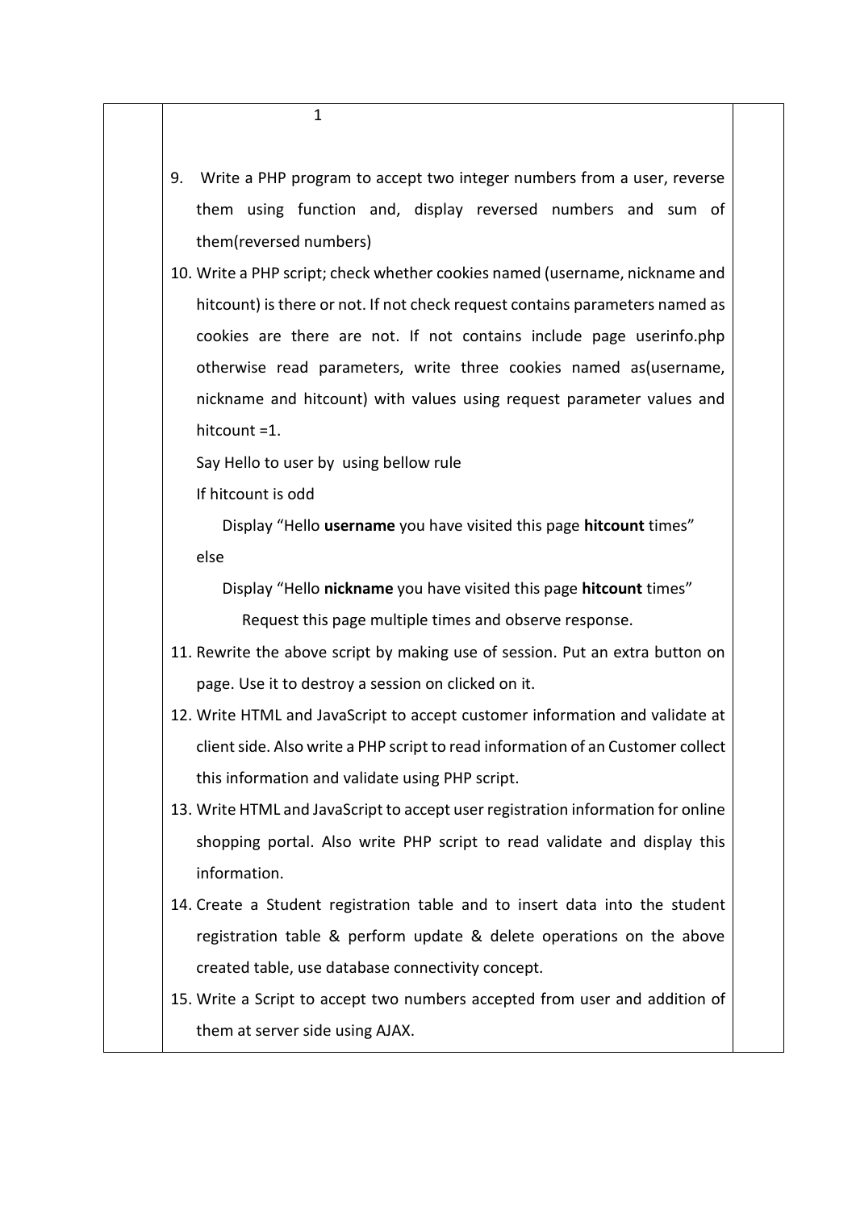1

9. Write a PHP program to accept two integer numbers from a user, reverse them using function and, display reversed numbers and sum of them(reversed numbers)
10. Write a PHP script; check whether cookies named (username, nickname and hitcount) is there or not. If not check request contains parameters named as cookies are there are not. If not contains include page userinfo.php otherwise read parameters, write three cookies named as(username, nickname and hitcount) with values using request parameter values and hitcount =1.

    Say Hello to user by using bellow rule

    If hitcount is odd

      Display “Hello **username** you have visited this page **hitcount** times”

    else

      Display “Hello **nickname** you have visited this page **hitcount** times”

      Request this page multiple times and observe response.
11. Rewrite the above script by making use of session. Put an extra button on page. Use it to destroy a session on clicked on it.
12. Write HTML and JavaScript to accept customer information and validate at client side. Also write a PHP script to read information of an Customer collect this information and validate using PHP script.
13. Write HTML and JavaScript to accept user registration information for online shopping portal. Also write PHP script to read validate and display this information.
14. Create a Student registration table and to insert data into the student registration table & perform update & delete operations on the above created table, use database connectivity concept.
15. Write a Script to accept two numbers accepted from user and addition of them at server side using AJAX.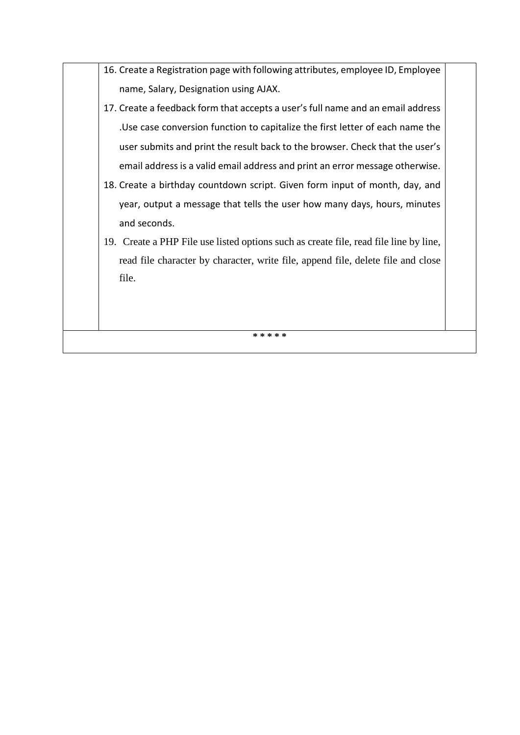16. Create a Registration page with following attributes, employee ID, Employee name, Salary, Designation using AJAX.
17. Create a feedback form that accepts a user's full name and an email address .Use case conversion function to capitalize the first letter of each name the user submits and print the result back to the browser. Check that the user's email address is a valid email address and print an error message otherwise.
18. Create a birthday countdown script. Given form input of month, day, and year, output a message that tells the user how many days, hours, minutes and seconds.
19. Create a PHP File use listed options such as create file, read file line by line, read file character by character, write file, append file, delete file and close file.

* * * * *